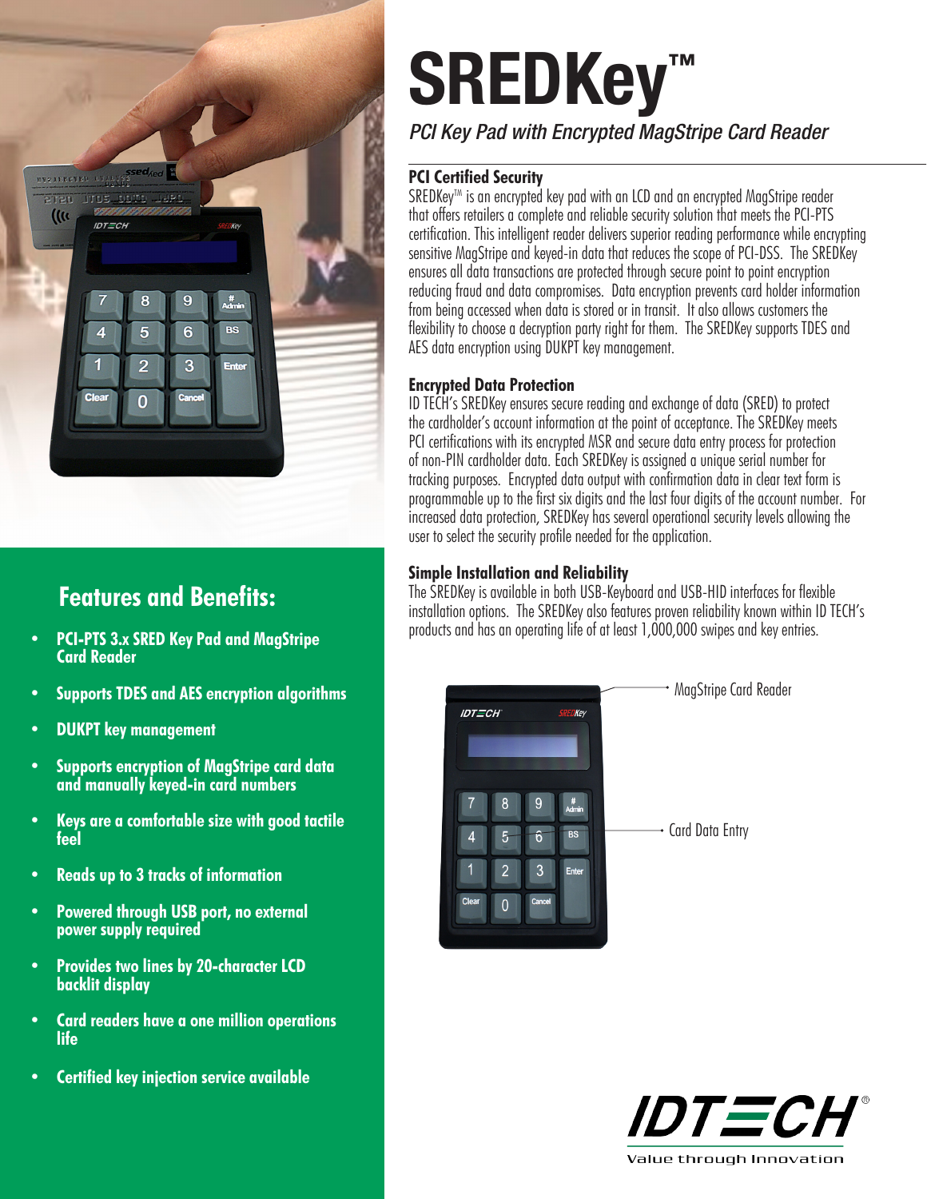# SREDKey™

*PCI Key Pad with Encrypted MagStripe Card Reader*

## PCI Certified Security

SREDKey™ is an encrypted key pad with an LCD and an encrypted MagStripe reader that offers retailers a complete and reliable security solution that meets the PCI-PTS certification. This intelligent reader delivers superior reading performance while encrypting sensitive MagStripe and keyed-in data that reduces the scope of PCI-DSS. The SREDKey ensures all data transactions are protected through secure point to point encryption reducing fraud and data compromises. Data encryption prevents card holder information from being accessed when data is stored or in transit. It also allows customers the flexibility to choose a decryption party right for them. The SREDKey supports TDES and AES data encryption using DUKPT key management.

## Encrypted Data Protection

ID TECH's SREDKey ensures secure reading and exchange of data (SRED) to protect the cardholder's account information at the point of acceptance. The SREDKey meets PCI certifications with its encrypted MSR and secure data entry process for protection of non-PIN cardholder data. Each SREDKey is assigned a unique serial number for tracking purposes. Encrypted data output with confirmation data in clear text form is programmable up to the first six digits and the last four digits of the account number. For increased data protection, SREDKey has several operational security levels allowing the user to select the security profile needed for the application.

## Simple Installation and Reliability

The SREDKey is available in both USB-Keyboard and USB-HID interfaces for flexible installation options. The SREDKey also features proven reliability known within ID TECH's products and has an operating life of at least 1,000,000 swipes and key entries.

MagStripe Card Reader

Card Data Entry

## Features and Benefits:

- PCI-PTS 3.x SRED Key Pad and MagStripe Card Reader
- Supports TDES and AES encryption algorithms
- DUKPT key management
- Supports encryption of MagStripe card data and manually keyed-in card numbers
- Keys are a comfortable size with good tactile feel
- Reads up to 3 tracks of information
- Powered through USB port, no external power supply required
- Provides two lines by 20-character LCD backlit display
- Card readers have a one million operations life
- Certified key injection service available

IDTECH®

Value through Innovation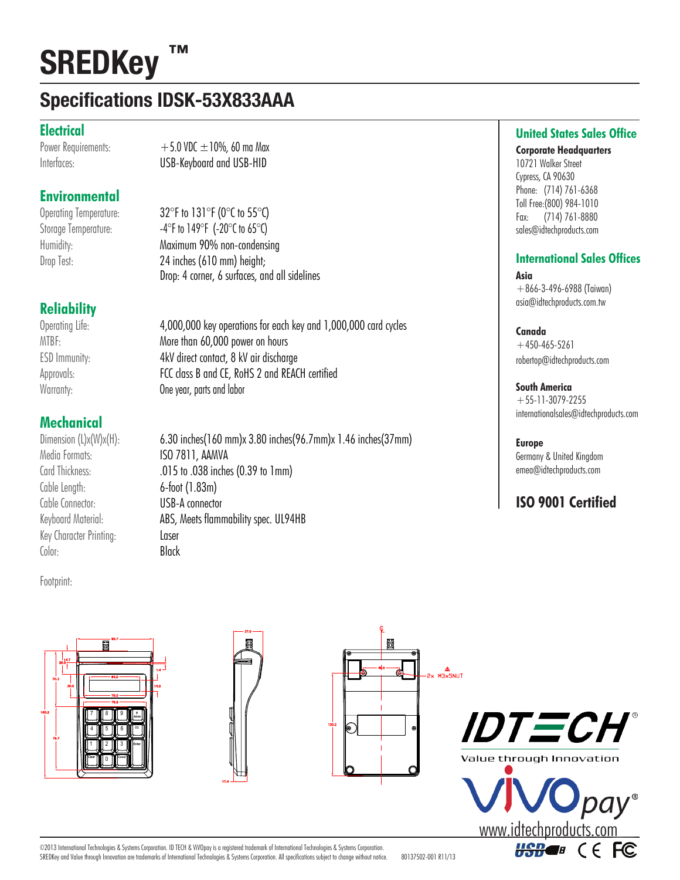# SREDKey ™

## Specifications IDSK-53X833AAA

### Electrical

| | |
|---|---|
| Power Requirements: | +5.0 VDC ±10%, 60 ma Max |
| Interfaces: | USB-Keyboard and USB-HID |

### Environmental

| | |
|---|---|
| Operating Temperature: | 32°F to 131°F (0°C to 55°C) |
| Storage Temperature: | -4°F to 149°F (-20°C to 65°C) |
| Humidity: | Maximum 90% non-condensing |
| Drop Test: | 24 inches (610 mm) height; Drop: 4 corner, 6 surfaces, and all sidelines |

### Reliability

| | |
|---|---|
| Operating Life: | 4,000,000 key operations for each key and 1,000,000 card cycles |
| MTBF: | More than 60,000 power on hours |
| ESD Immunity: | 4kV direct contact, 8 kV air discharge |
| Approvals: | FCC class B and CE, RoHS 2 and REACH certified |
| Warranty: | One year, parts and labor |

### Mechanical

| | |
|---|---|
| Dimension (L)x(W)x(H): | 6.30 inches(160 mm)x 3.80 inches(96.7mm)x 1.46 inches(37mm) |
| Media Formats: | ISO 7811, AAMVA |
| Card Thickness: | .015 to .038 inches (0.39 to 1mm) |
| Cable Length: | 6-foot (1.83m) |
| Cable Connector: | USB-A connector |
| Keyboard Material: | ABS, Meets flammability spec. UL94HB |
| Key Character Printing: | Laser |
| Color: | Black |

Footprint:

96.7
14.7
29.3
1.4
70.3
30.0
84.0
14.0
78.0
78.4
160.3
79.7
37.0
17.4
2x M3x5NUT
40.0
130.2

### United States Sales Office

**Corporate Headquarters**
10721 Walker Street
Cypress, CA 90630
Phone: (714) 761-6368
Toll Free:(800) 984-1010
Fax: (714) 761-8880
sales@idtechproducts.com

### International Sales Offices

**Asia**
+866-3-496-6988 (Taiwan)
asia@idtechproducts.com.tw

**Canada**
+450-465-5261
robertop@idtechproducts.com

**South America**
+55-11-3079-2255
internationalsales@idtechproducts.com

**Europe**
Germany & United Kingdom
emea@idtechproducts.com

**ISO 9001 Certified**

IDTECH®
Value through Innovation
ViVOpay®
www.idtechproducts.com

©2013 International Technologies & Systems Corporation. ID TECH & ViVOpay is a registered trademark of International Technologies & Systems Corporation.
SREDKey and Value through Innovation are trademarks of International Technologies & Systems Corporation. All specifications subject to change without notice. 80137502-001 R11/13